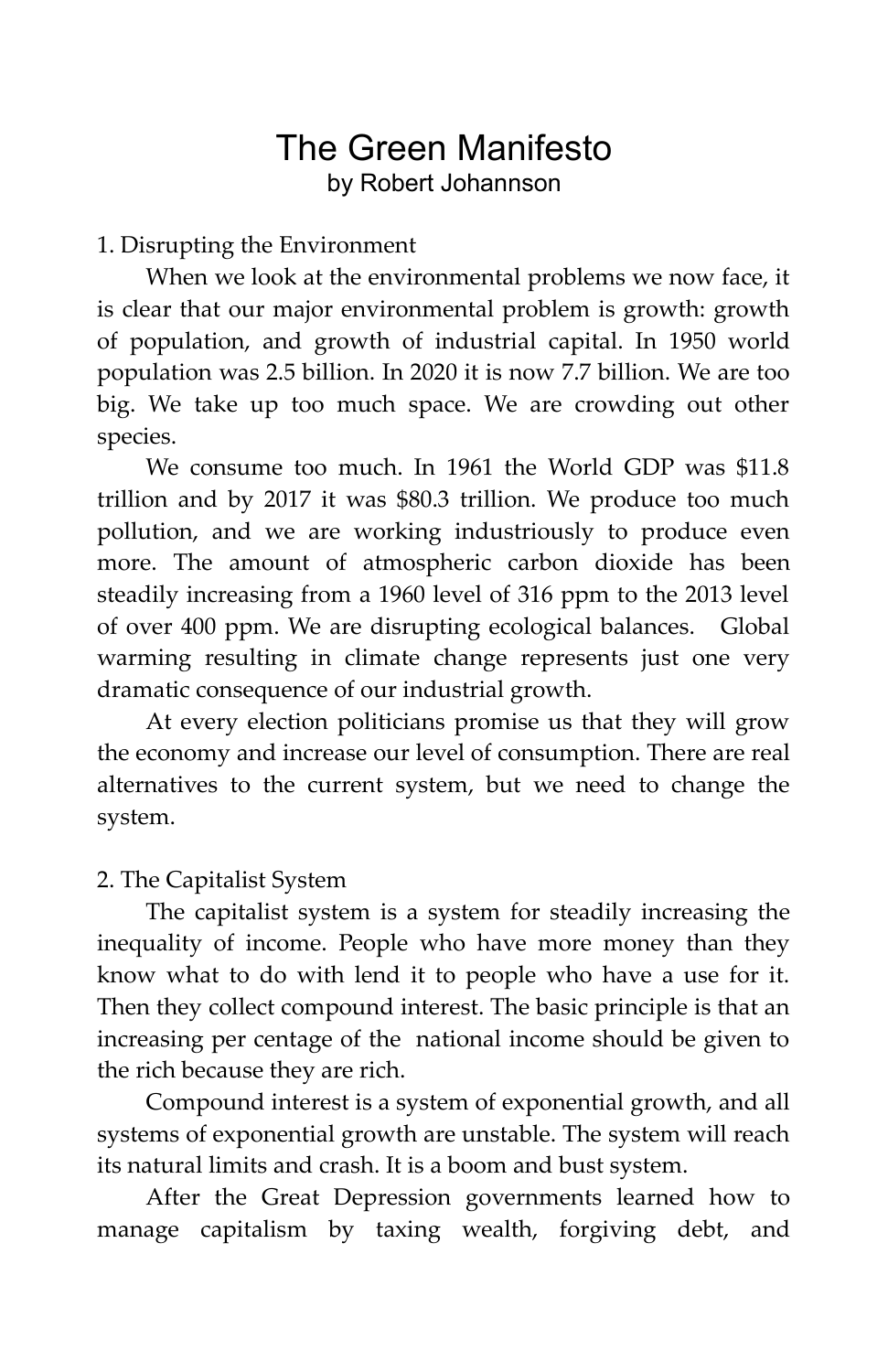# The Green Manifesto

by Robert Johannson

## 1. Disrupting the Environment

When we look at the environmental problems we now face, it is clear that our major environmental problem is growth: growth of population, and growth of industrial capital. In 1950 world population was 2.5 billion. In 2020 it is now 7.7 billion. We are too big. We take up too much space. We are crowding out other species.

We consume too much. In 1961 the World GDP was $11.8 trillion and by 2017 it was $80.3 trillion. We produce too much pollution, and we are working industriously to produce even more. The amount of atmospheric carbon dioxide has been steadily increasing from a 1960 level of 316 ppm to the 2013 level of over 400 ppm. We are disrupting ecological balances. Global warming resulting in climate change represents just one very dramatic consequence of our industrial growth.

At every election politicians promise us that they will grow the economy and increase our level of consumption. There are real alternatives to the current system, but we need to change the system.

## 2. The Capitalist System

The capitalist system is a system for steadily increasing the inequality of income. People who have more money than they know what to do with lend it to people who have a use for it. Then they collect compound interest. The basic principle is that an increasing per centage of the national income should be given to the rich because they are rich.

Compound interest is a system of exponential growth, and all systems of exponential growth are unstable. The system will reach its natural limits and crash. It is a boom and bust system.

After the Great Depression governments learned how to manage capitalism by taxing wealth, forgiving debt, and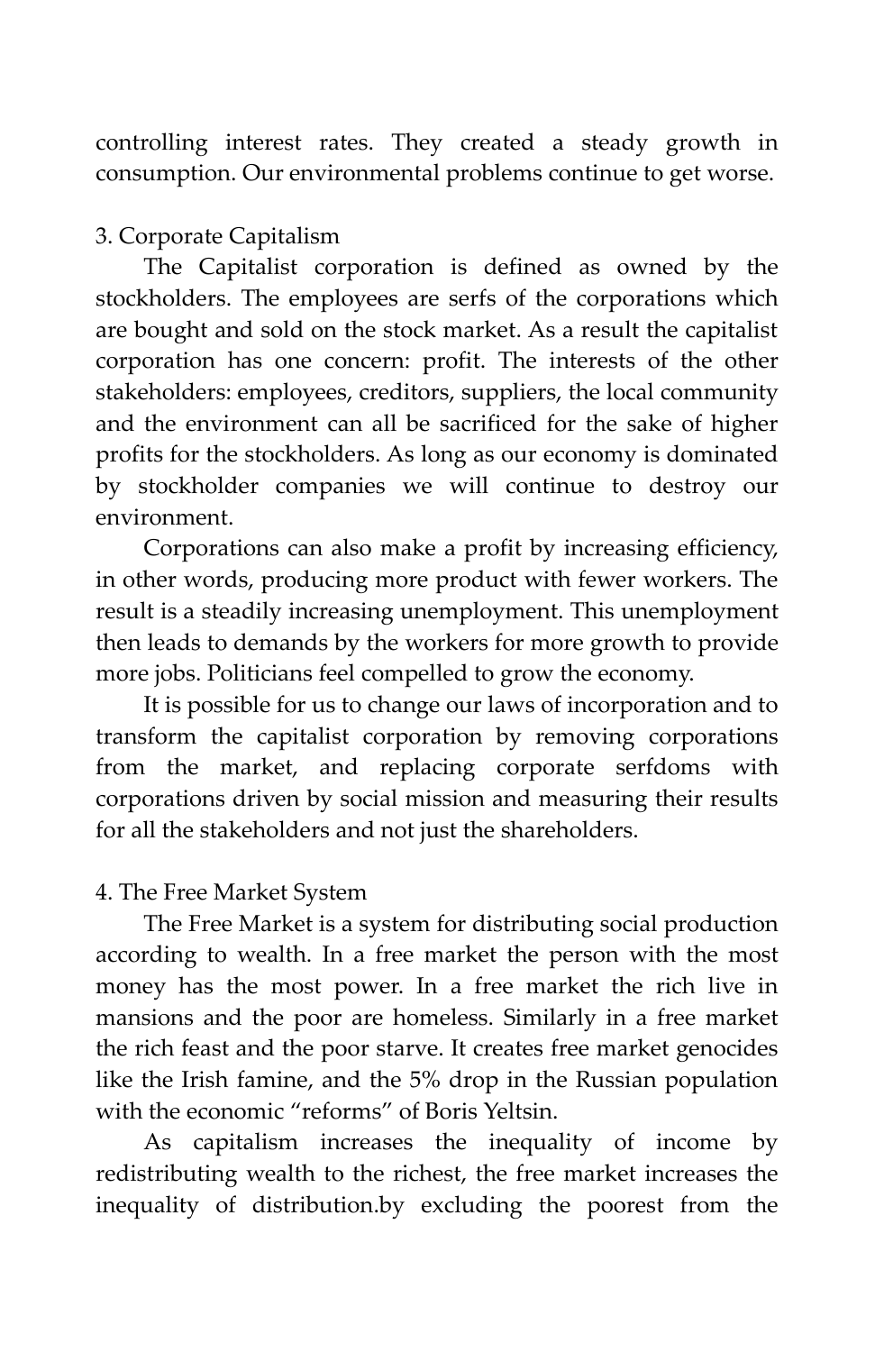controlling interest rates. They created a steady growth in consumption. Our environmental problems continue to get worse.

3. Corporate Capitalism

The Capitalist corporation is defined as owned by the stockholders. The employees are serfs of the corporations which are bought and sold on the stock market. As a result the capitalist corporation has one concern: profit. The interests of the other stakeholders: employees, creditors, suppliers, the local community and the environment can all be sacrificed for the sake of higher profits for the stockholders. As long as our economy is dominated by stockholder companies we will continue to destroy our environment.

Corporations can also make a profit by increasing efficiency, in other words, producing more product with fewer workers. The result is a steadily increasing unemployment. This unemployment then leads to demands by the workers for more growth to provide more jobs. Politicians feel compelled to grow the economy.

It is possible for us to change our laws of incorporation and to transform the capitalist corporation by removing corporations from the market, and replacing corporate serfdoms with corporations driven by social mission and measuring their results for all the stakeholders and not just the shareholders.

4. The Free Market System

The Free Market is a system for distributing social production according to wealth. In a free market the person with the most money has the most power. In a free market the rich live in mansions and the poor are homeless. Similarly in a free market the rich feast and the poor starve. It creates free market genocides like the Irish famine, and the 5% drop in the Russian population with the economic "reforms" of Boris Yeltsin.

As capitalism increases the inequality of income by redistributing wealth to the richest, the free market increases the inequality of distribution.by excluding the poorest from the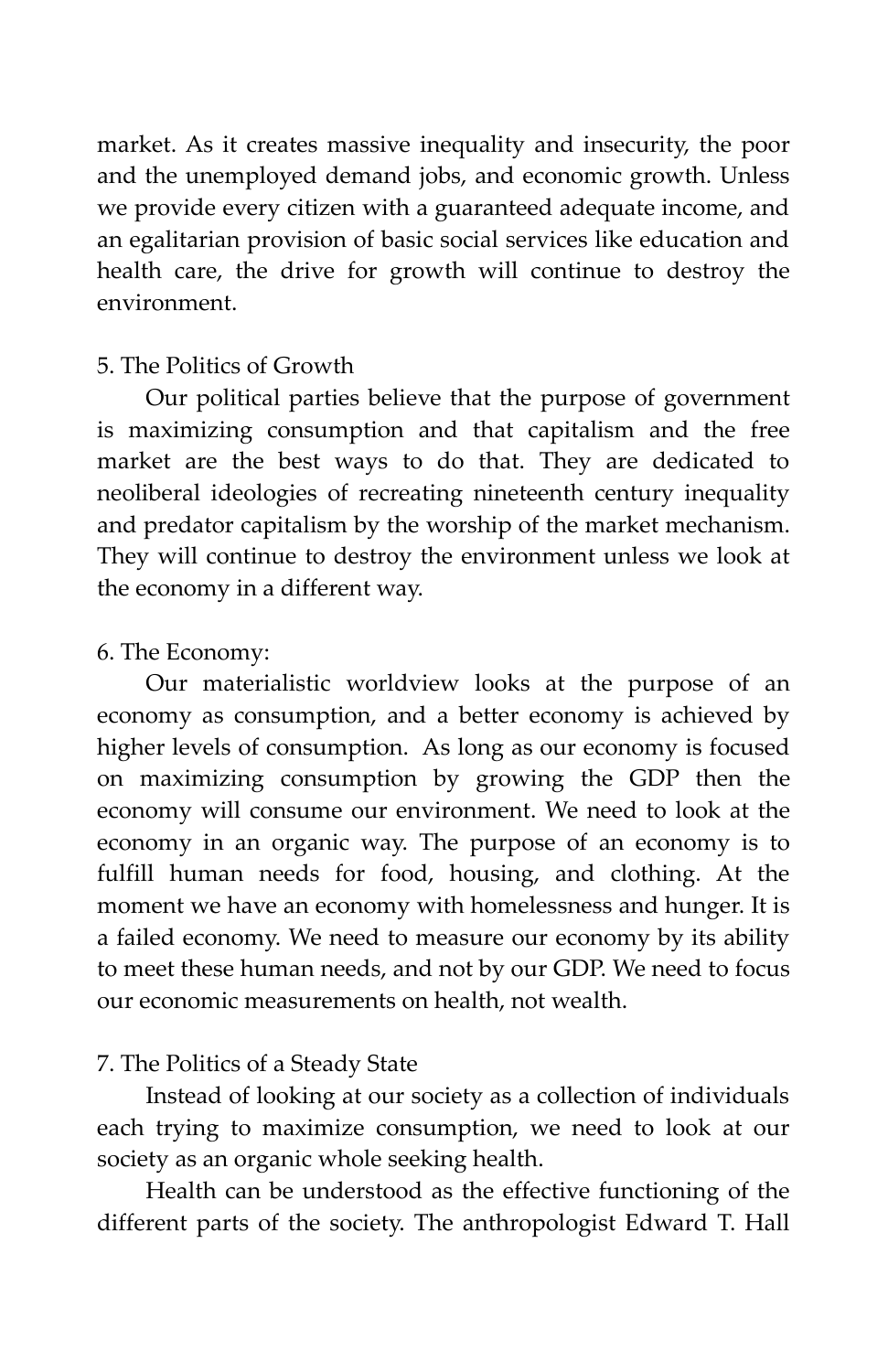market. As it creates massive inequality and insecurity, the poor and the unemployed demand jobs, and economic growth. Unless we provide every citizen with a guaranteed adequate income, and an egalitarian provision of basic social services like education and health care, the drive for growth will continue to destroy the environment.

## 5. The Politics of Growth

Our political parties believe that the purpose of government is maximizing consumption and that capitalism and the free market are the best ways to do that. They are dedicated to neoliberal ideologies of recreating nineteenth century inequality and predator capitalism by the worship of the market mechanism. They will continue to destroy the environment unless we look at the economy in a different way.

## 6. The Economy:

Our materialistic worldview looks at the purpose of an economy as consumption, and a better economy is achieved by higher levels of consumption. As long as our economy is focused on maximizing consumption by growing the GDP then the economy will consume our environment. We need to look at the economy in an organic way. The purpose of an economy is to fulfill human needs for food, housing, and clothing. At the moment we have an economy with homelessness and hunger. It is a failed economy. We need to measure our economy by its ability to meet these human needs, and not by our GDP. We need to focus our economic measurements on health, not wealth.

## 7. The Politics of a Steady State

Instead of looking at our society as a collection of individuals each trying to maximize consumption, we need to look at our society as an organic whole seeking health.

Health can be understood as the effective functioning of the different parts of the society. The anthropologist Edward T. Hall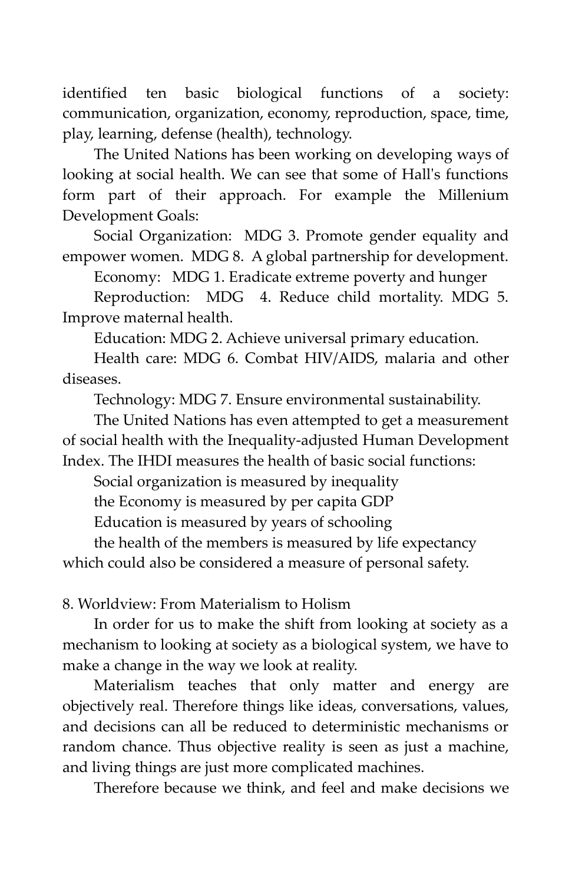identified ten basic biological functions of a society: communication, organization, economy, reproduction, space, time, play, learning, defense (health), technology.

The United Nations has been working on developing ways of looking at social health. We can see that some of Hall's functions form part of their approach. For example the Millenium Development Goals:

Social Organization: MDG 3. Promote gender equality and empower women. MDG 8. A global partnership for development.

Economy: MDG 1. Eradicate extreme poverty and hunger

Reproduction: MDG 4. Reduce child mortality. MDG 5. Improve maternal health.

Education: MDG 2. Achieve universal primary education.

Health care: MDG 6. Combat HIV/AIDS, malaria and other diseases.

Technology: MDG 7. Ensure environmental sustainability.

The United Nations has even attempted to get a measurement of social health with the Inequality-adjusted Human Development Index. The IHDI measures the health of basic social functions:

Social organization is measured by inequality

the Economy is measured by per capita GDP

Education is measured by years of schooling

the health of the members is measured by life expectancy which could also be considered a measure of personal safety.

## 8. Worldview: From Materialism to Holism

In order for us to make the shift from looking at society as a mechanism to looking at society as a biological system, we have to make a change in the way we look at reality.

Materialism teaches that only matter and energy are objectively real. Therefore things like ideas, conversations, values, and decisions can all be reduced to deterministic mechanisms or random chance. Thus objective reality is seen as just a machine, and living things are just more complicated machines.

Therefore because we think, and feel and make decisions we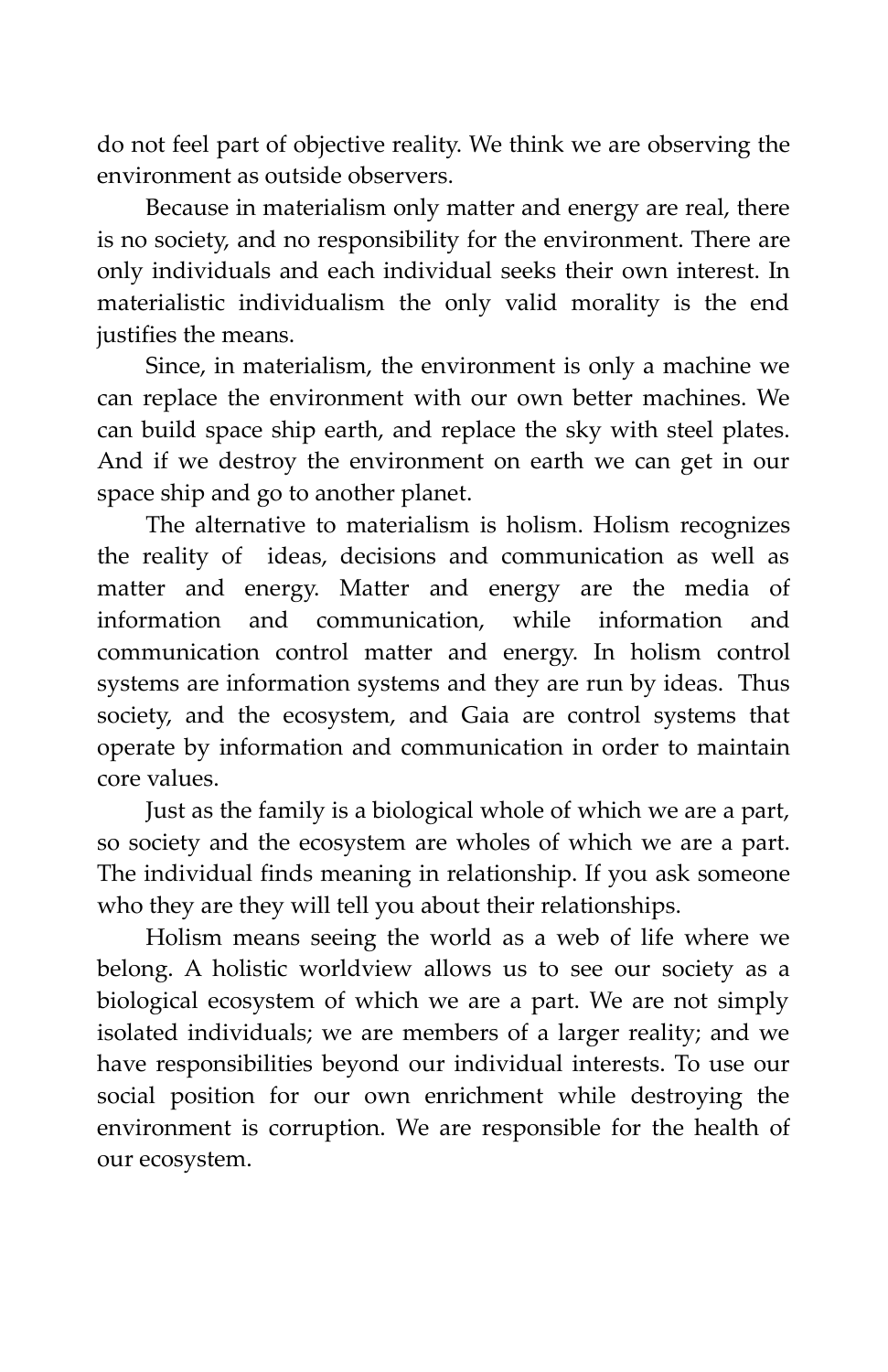do not feel part of objective reality. We think we are observing the environment as outside observers.

Because in materialism only matter and energy are real, there is no society, and no responsibility for the environment. There are only individuals and each individual seeks their own interest. In materialistic individualism the only valid morality is the end justifies the means.

Since, in materialism, the environment is only a machine we can replace the environment with our own better machines. We can build space ship earth, and replace the sky with steel plates. And if we destroy the environment on earth we can get in our space ship and go to another planet.

The alternative to materialism is holism. Holism recognizes the reality of ideas, decisions and communication as well as matter and energy. Matter and energy are the media of information and communication, while information and communication control matter and energy. In holism control systems are information systems and they are run by ideas. Thus society, and the ecosystem, and Gaia are control systems that operate by information and communication in order to maintain core values.

Just as the family is a biological whole of which we are a part, so society and the ecosystem are wholes of which we are a part. The individual finds meaning in relationship. If you ask someone who they are they will tell you about their relationships.

Holism means seeing the world as a web of life where we belong. A holistic worldview allows us to see our society as a biological ecosystem of which we are a part. We are not simply isolated individuals; we are members of a larger reality; and we have responsibilities beyond our individual interests. To use our social position for our own enrichment while destroying the environment is corruption. We are responsible for the health of our ecosystem.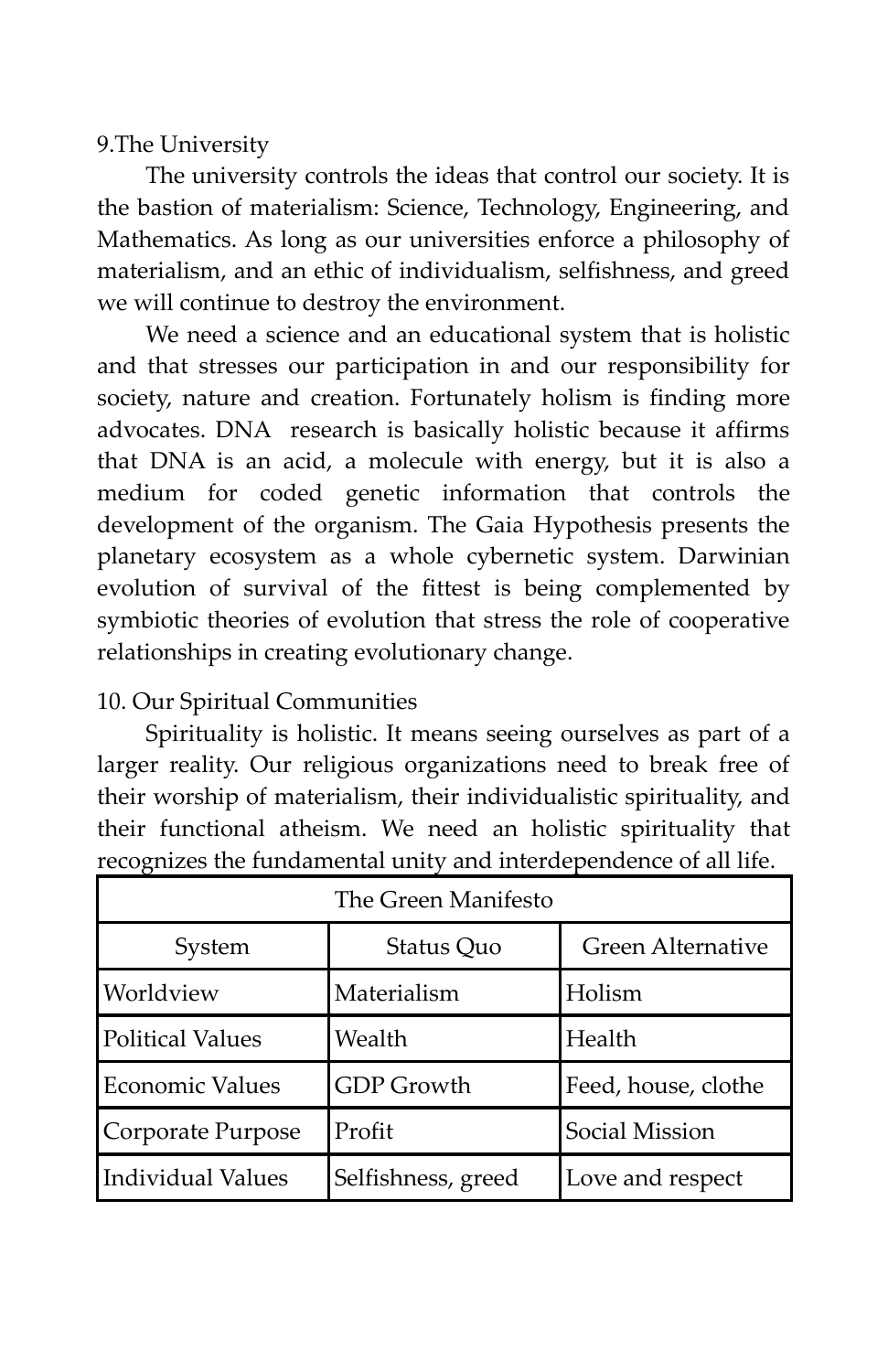## 9.The University

The university controls the ideas that control our society. It is the bastion of materialism: Science, Technology, Engineering, and Mathematics. As long as our universities enforce a philosophy of materialism, and an ethic of individualism, selfishness, and greed we will continue to destroy the environment.

We need a science and an educational system that is holistic and that stresses our participation in and our responsibility for society, nature and creation. Fortunately holism is finding more advocates. DNA research is basically holistic because it affirms that DNA is an acid, a molecule with energy, but it is also a medium for coded genetic information that controls the development of the organism. The Gaia Hypothesis presents the planetary ecosystem as a whole cybernetic system. Darwinian evolution of survival of the fittest is being complemented by symbiotic theories of evolution that stress the role of cooperative relationships in creating evolutionary change.

## 10. Our Spiritual Communities

Spirituality is holistic. It means seeing ourselves as part of a larger reality. Our religious organizations need to break free of their worship of materialism, their individualistic spirituality, and their functional atheism. We need an holistic spirituality that recognizes the fundamental unity and interdependence of all life.

| The Green Manifesto | | |
|---|---|---|
| System | Status Quo | Green Alternative |
| Worldview | Materialism | Holism |
| Political Values | Wealth | Health |
| Economic Values | GDP Growth | Feed, house, clothe |
| Corporate Purpose | Profit | Social Mission |
| Individual Values | Selfishness, greed | Love and respect |